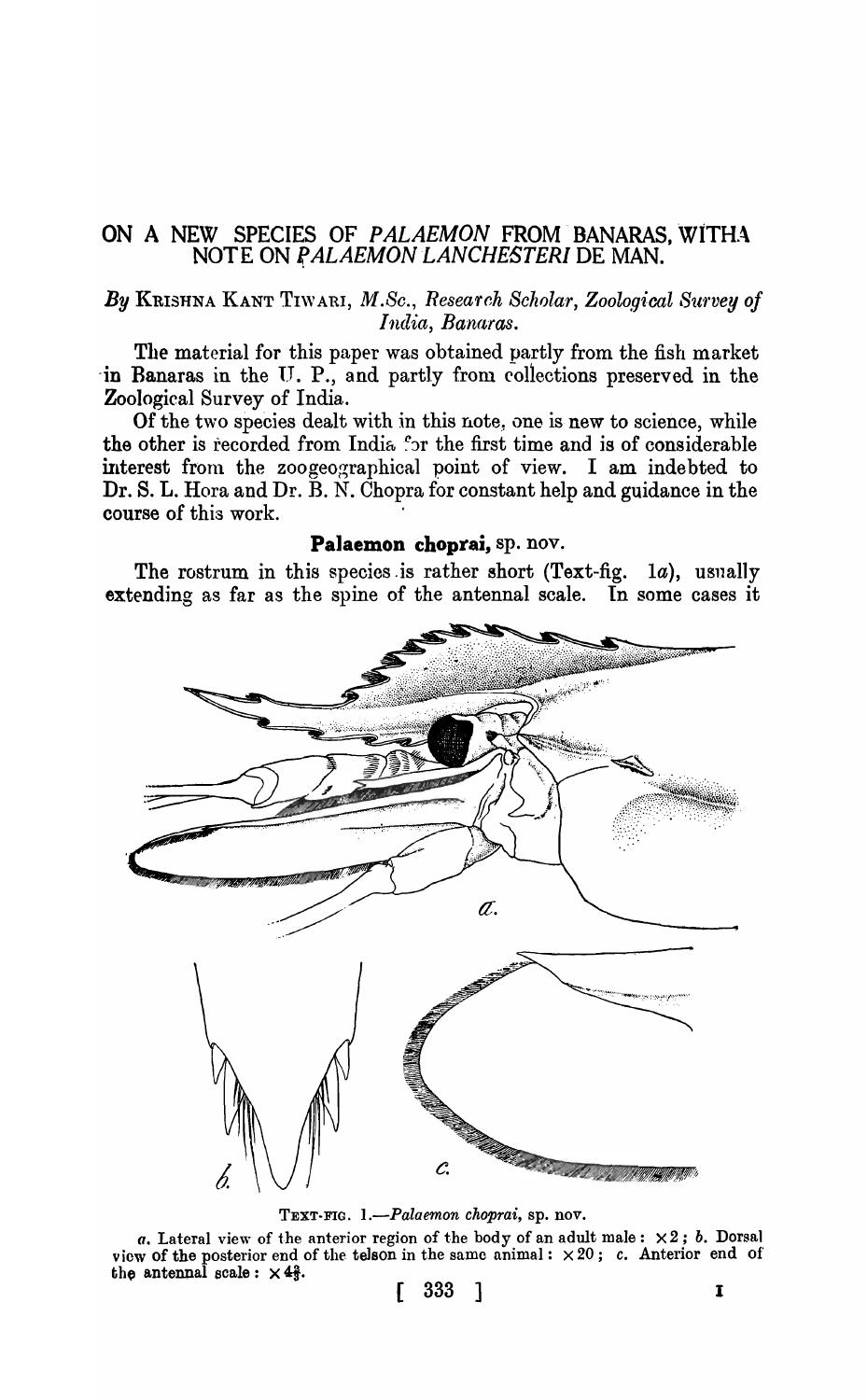# ON A NEW SPECIES OF *PALAEMON* FROM BANARAS, WITH A NOTE ON *PALAEMON LANCHESTERI* DE MAN.

*By* KRISHNA KANT TIWARI, *M.Sc., Research Scholar, Zoological Survey of India, Banaras.*

The material for this paper was obtained partly from the fish market in Banaras in the U. P., and partly from collections preserved in the Zoological Survey of India.

Of the two species dealt with in this note, one is new to science, while the other is recorded from India for the first time and is of considerable interest from the zoogeographical point of view. I am indebted to Dr. S. L. Hora and Dr. B. N. Chopra for constant help and guidance in the course of this work.

## Palaemon choprai, sp. nov.

The rostrum in this species is rather short (Text-fig. 1*a*), usually extending as far as the spine of the antennal scale. In some cases it

TEXT-FIG. 1.—*Palaemon choprai*, sp. nov.

*a*. Lateral view of the anterior region of the body of an adult male: $\times 2$; *b*. Dorsal view of the posterior end of the telson in the same animal: $\times 20$; *c*. Anterior end of the antennal scale: $\times 4\frac{2}{3}$.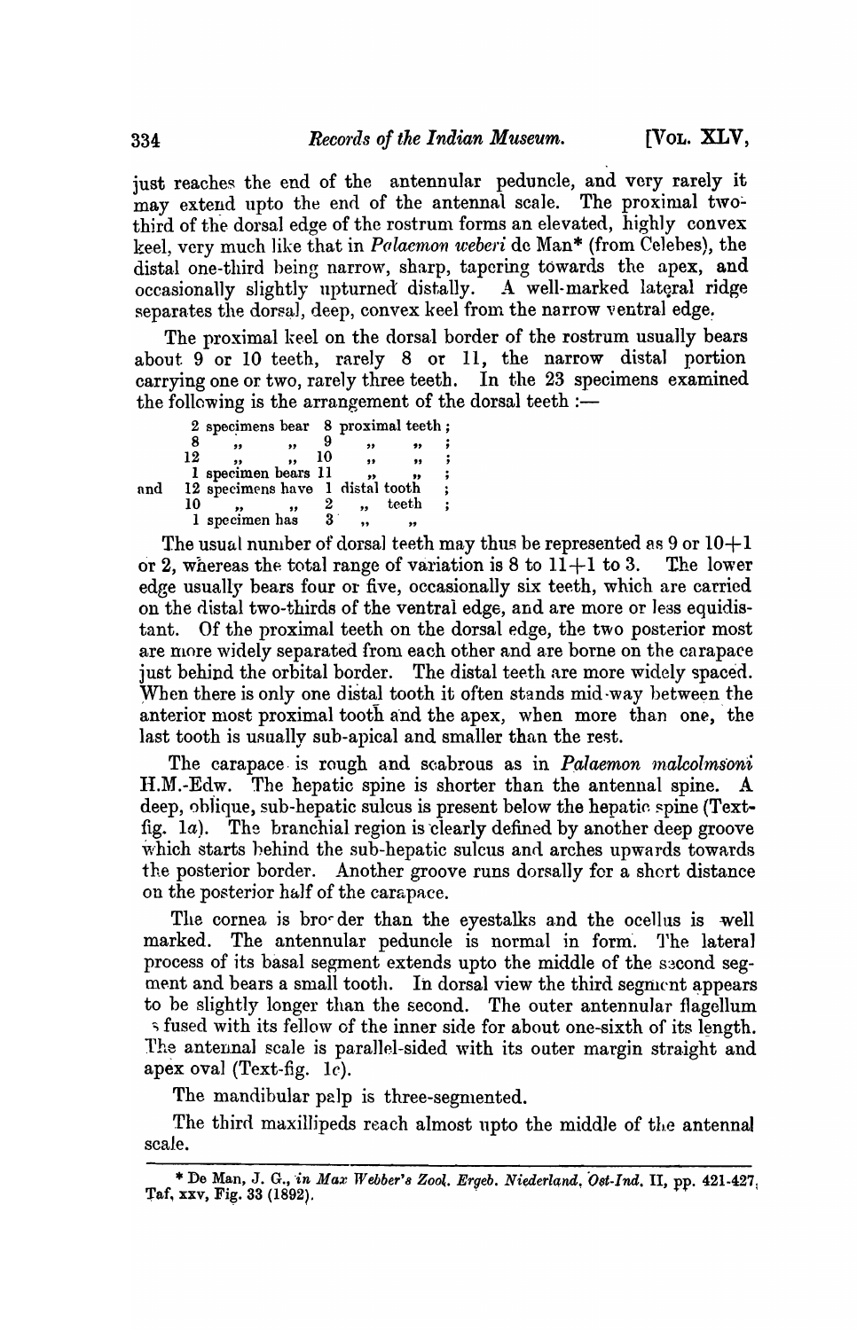just reaches the end of the antennular peduncle, and very rarely it may extend upto the end of the antennal scale. The proximal two-third of the dorsal edge of the rostrum forms an elevated, highly convex keel, very much like that in *Palaemon weberi* de Man* (from Celebes), the distal one-third being narrow, sharp, tapering towards the apex, and occasionally slightly upturned distally. A well-marked lateral ridge separates the dorsal, deep, convex keel from the narrow ventral edge.

The proximal keel on the dorsal border of the rostrum usually bears about 9 or 10 teeth, rarely 8 or 11, the narrow distal portion carrying one or two, rarely three teeth. In the 23 specimens examined the following is the arrangement of the dorsal teeth :—

2 specimens bear 8 proximal teeth ;
8 " " 9 " " ;
12 " " 10 " " ;
1 specimen bears 11 " " ;
and 12 specimens have 1 distal tooth ;
10 " " 2 " teeth ;
1 specimen has 3 " "

The usual number of dorsal teeth may thus be represented as 9 or 10+1 or 2, whereas the total range of variation is 8 to 11+1 to 3. The lower edge usually bears four or five, occasionally six teeth, which are carried on the distal two-thirds of the ventral edge, and are more or less equidistant. Of the proximal teeth on the dorsal edge, the two posterior most are more widely separated from each other and are borne on the carapace just behind the orbital border. The distal teeth are more widely spaced. When there is only one distal tooth it often stands mid-way between the anterior most proximal tooth and the apex, when more than one, the last tooth is usually sub-apical and smaller than the rest.

The carapace is rough and scabrous as in *Palaemon malcolmsoni* H.M.-Edw. The hepatic spine is shorter than the antennal spine. A deep, oblique, sub-hepatic sulcus is present below the hepatic spine (Text-fig. 1*a*). The branchial region is clearly defined by another deep groove which starts behind the sub-hepatic sulcus and arches upwards towards the posterior border. Another groove runs dorsally for a short distance on the posterior half of the carapace.

The cornea is broader than the eyestalks and the ocellus is well marked. The antennular peduncle is normal in form. The lateral process of its basal segment extends upto the middle of the second segment and bears a small tooth. In dorsal view the third segment appears to be slightly longer than the second. The outer antennular flagellum is fused with its fellow of the inner side for about one-sixth of its length. The antennal scale is parallel-sided with its outer margin straight and apex oval (Text-fig. 1*c*).

The mandibular palp is three-segmented.

The third maxillipeds reach almost upto the middle of the antennal scale.

---

* De Man, J. G., *in Max Webber's Zool. Ergeb. Niederland. Ost-Ind.* II, pp. 421-427, Taf. xxv, Fig. 33 (1892).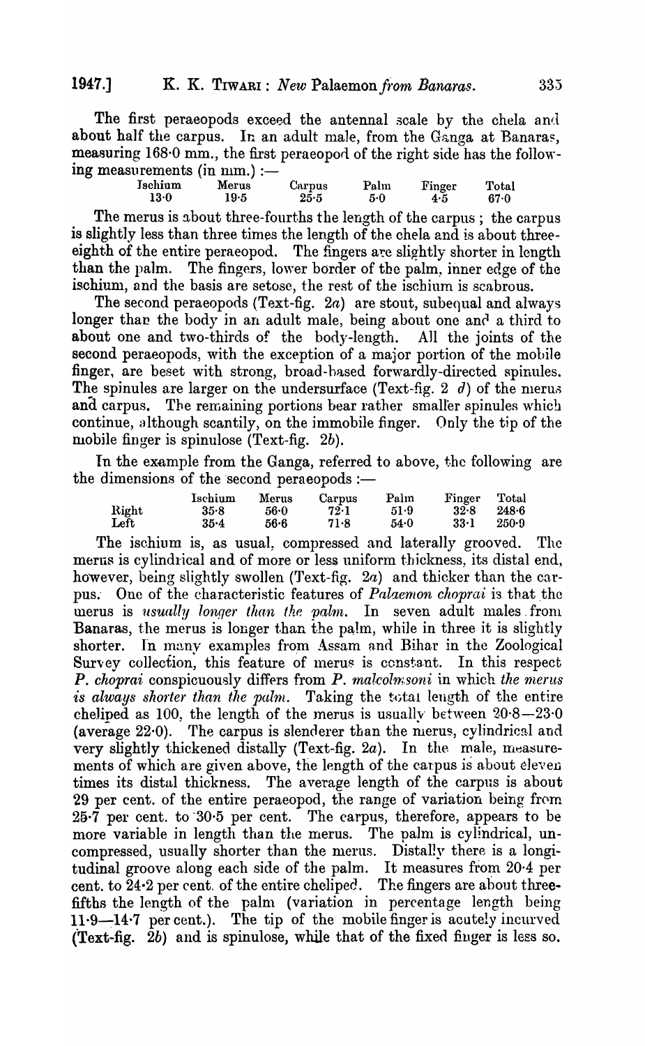The first peraeopods exceed the antennal scale by the chela and about half the carpus. In an adult male, from the Ganga at Banaras, measuring 168·0 mm., the first peraeopod of the right side has the following measurements (in mm.) :—

| Ischium | Merus | Carpus | Palm | Finger | Total |
|---|---|---|---|---|---|
| 13·0 | 19·5 | 25·5 | 5·0 | 4·5 | 67·0 |

The merus is about three-fourths the length of the carpus ; the carpus is slightly less than three times the length of the chela and is about three-eighth of the entire peraeopod. The fingers are slightly shorter in length than the palm. The fingers, lower border of the palm, inner edge of the ischium, and the basis are setose, the rest of the ischium is scabrous.

The second peraeopods (Text-fig. 2*a*) are stout, subequal and always longer than the body in an adult male, being about one and a third to about one and two-thirds of the body-length. All the joints of the second peraeopods, with the exception of a major portion of the mobile finger, are beset with strong, broad-based forwardly-directed spinules. The spinules are larger on the undersurface (Text-fig. 2 *d*) of the merus and carpus. The remaining portions bear rather smaller spinules which continue, although scantily, on the immobile finger. Only the tip of the mobile finger is spinulose (Text-fig. 2*b*).

In the example from the Ganga, referred to above, the following are the dimensions of the second peraeopods :—

| | Ischium | Merus | Carpus | Palm | Finger | Total |
|---|---|---|---|---|---|---|
| Right | 35·8 | 56·0 | 72·1 | 51·9 | 32·8 | 248·6 |
| Left | 35·4 | 56·6 | 71·8 | 54·0 | 33·1 | 250·9 |

The ischium is, as usual, compressed and laterally grooved. The merus is cylindrical and of more or less uniform thickness, its distal end, however, being slightly swollen (Text-fig. 2*a*) and thicker than the carpus. One of the characteristic features of *Palaemon choprai* is that the merus is *usually longer than the palm*. In seven adult males from Banaras, the merus is longer than the palm, while in three it is slightly shorter. In many examples from Assam and Bihar in the Zoological Survey collection, this feature of merus is constant. In this respect *P. choprai* conspicuously differs from *P. malcolmsoni* in which *the merus is always shorter than the palm*. Taking the total length of the entire cheliped as 100, the length of the merus is usually between 20·8—23·0 (average 22·0). The carpus is slenderer than the merus, cylindrical and very slightly thickened distally (Text-fig. 2*a*). In the male, measurements of which are given above, the length of the carpus is about eleven times its distal thickness. The average length of the carpus is about 29 per cent. of the entire peraeopod, the range of variation being from 25·7 per cent. to 30·5 per cent. The carpus, therefore, appears to be more variable in length than the merus. The palm is cylindrical, uncompressed, usually shorter than the merus. Distally there is a longitudinal groove along each side of the palm. It measures from 20·4 per cent. to 24·2 per cent. of the entire cheliped. The fingers are about three-fifths the length of the palm (variation in percentage length being 11·9—14·7 per cent.). The tip of the mobile finger is acutely incurved (Text-fig. 2*b*) and is spinulose, while that of the fixed finger is less so.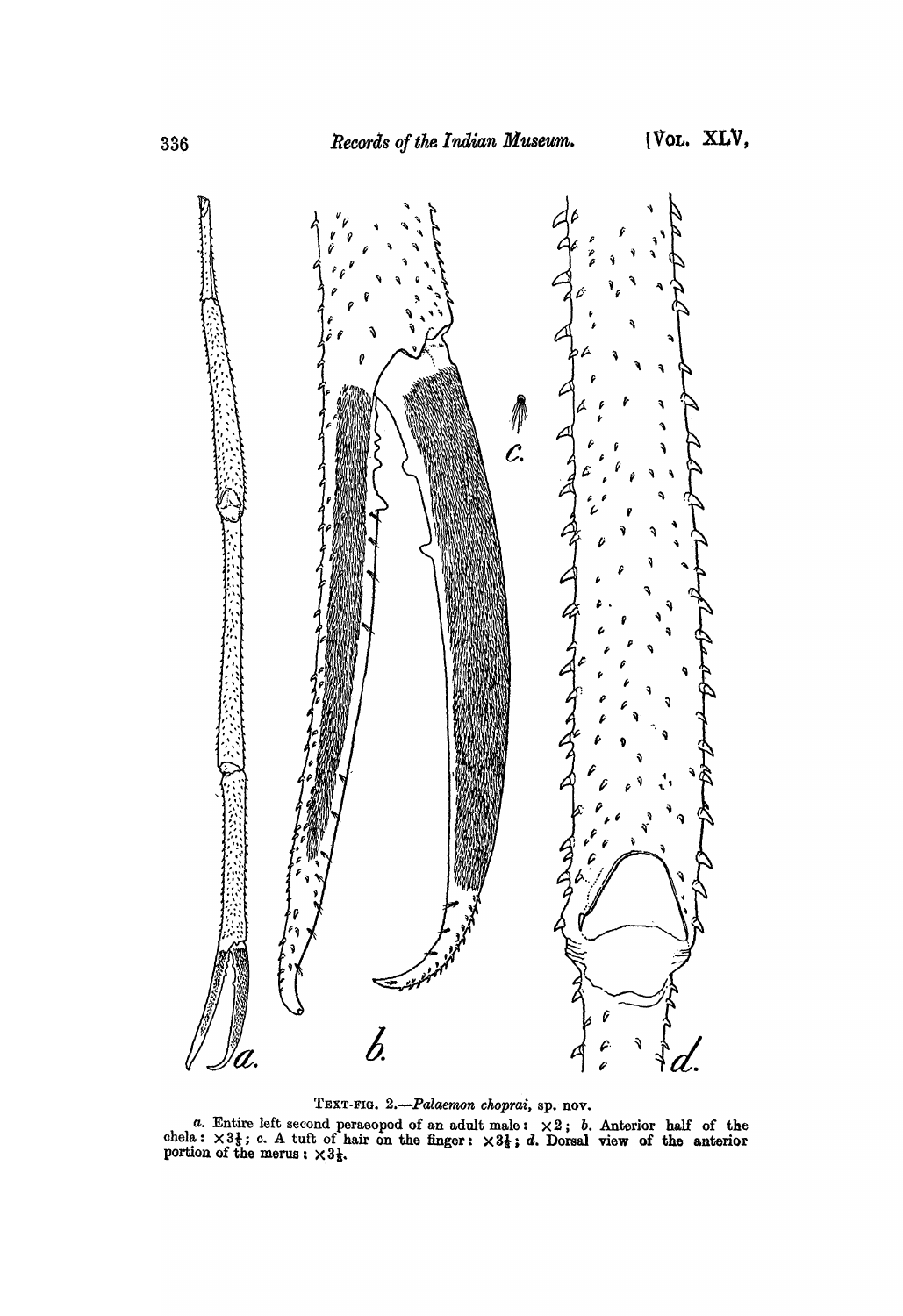TEXT-FIG. 2.—*Palaemon choprai*, sp. nov.

*a*. Entire left second peraeopod of an adult male: $\times 2$; *b*. Anterior half of the chela: $\times 3\frac{1}{3}$; *c*. A tuft of hair on the finger: $\times 3\frac{1}{3}$; *d*. Dorsal view of the anterior portion of the merus: $\times 3\frac{1}{3}$.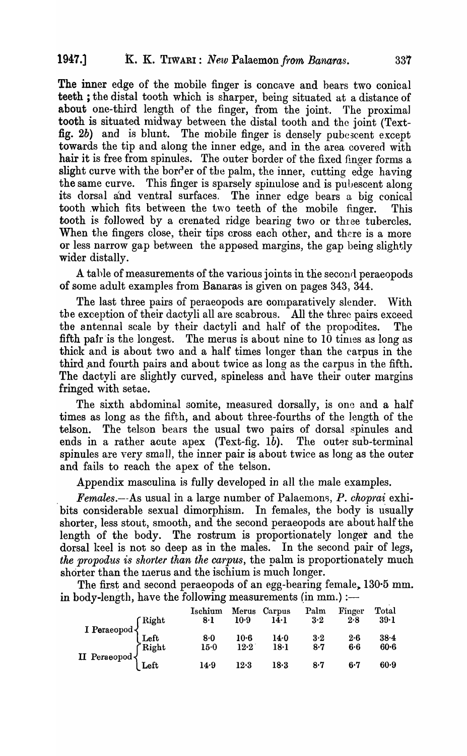The inner edge of the mobile finger is concave and bears two conical teeth; the distal tooth which is sharper, being situated at a distance of about one-third length of the finger, from the joint. The proximal tooth is situated midway between the distal tooth and the joint (Text-fig. 2b) and is blunt. The mobile finger is densely pubescent except towards the tip and along the inner edge, and in the area covered with hair it is free from spinules. The outer border of the fixed finger forms a slight curve with the border of the palm, the inner, cutting edge having the same curve. This finger is sparsely spinulose and is pubescent along its dorsal and ventral surfaces. The inner edge bears a big conical tooth which fits between the two teeth of the mobile finger. This tooth is followed by a crenated ridge bearing two or three tubercles. When the fingers close, their tips cross each other, and there is a more or less narrow gap between the apposed margins, the gap being slightly wider distally.

A table of measurements of the various joints in the second peraeopods of some adult examples from Banaras is given on pages 343, 344.

The last three pairs of peraeopods are comparatively slender. With the exception of their dactyli all are scabrous. All the three pairs exceed the antennal scale by their dactyli and half of the propodites. The fifth pair is the longest. The merus is about nine to 10 times as long as thick and is about two and a half times longer than the carpus in the third and fourth pairs and about twice as long as the carpus in the fifth. The dactyli are slightly curved, spineless and have their outer margins fringed with setae.

The sixth abdominal somite, measured dorsally, is one and a half times as long as the fifth, and about three-fourths of the length of the telson. The telson bears the usual two pairs of dorsal spinules and ends in a rather acute apex (Text-fig. 1b). The outer sub-terminal spinules are very small, the inner pair is about twice as long as the outer and fails to reach the apex of the telson.

Appendix masculina is fully developed in all the male examples.

*Females*.—As usual in a large number of Palaemons, *P. choprai* exhibits considerable sexual dimorphism. In females, the body is usually shorter, less stout, smooth, and the second peraeopods are about half the length of the body. The rostrum is proportionately longer and the dorsal keel is not so deep as in the males. In the second pair of legs, *the propodus is shorter than the carpus*, the palm is proportionately much shorter than the merus and the ischium is much longer.

The first and second peraeopods of an egg-bearing female, 130·5 mm. in body-length, have the following measurements (in mm.):—

| | | Ischium | Merus | Carpus | Palm | Finger | Total |
|---|---|---|---|---|---|---|---|
| I Peraeopod | Right | 8·1 | 10·9 | 14·1 | 3·2 | 2·8 | 39·1 |
| | Left | 8·0 | 10·6 | 14·0 | 3·2 | 2·6 | 38·4 |
| II Peraeopod | Right | 15·0 | 12·2 | 18·1 | 8·7 | 6·6 | 60·6 |
| | Left | 14·9 | 12·3 | 18·3 | 8·7 | 6·7 | 60·9 |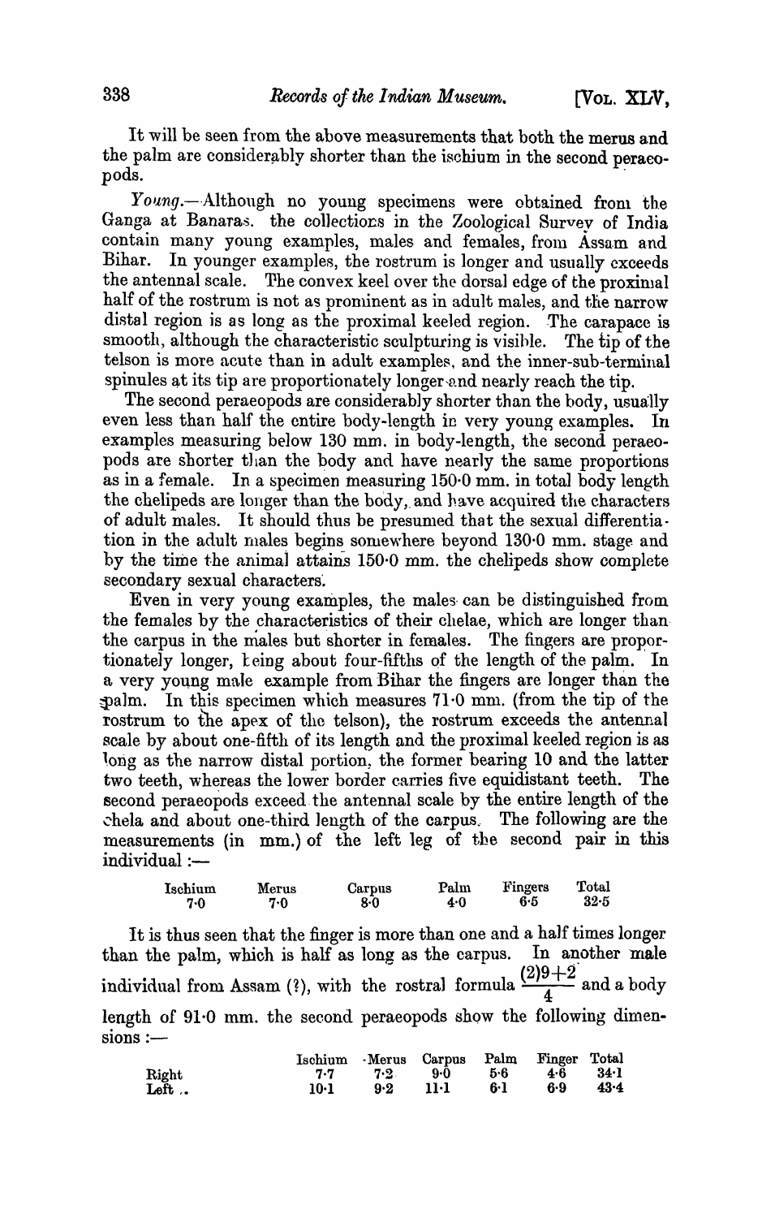It will be seen from the above measurements that both the merus and the palm are considerably shorter than the ischium in the second peraeopods.

*Young*.—Although no young specimens were obtained from the Ganga at Banaras. the collections in the Zoological Survey of India contain many young examples, males and females, from Assam and Bihar. In younger examples, the rostrum is longer and usually exceeds the antennal scale. The convex keel over the dorsal edge of the proximal half of the rostrum is not as prominent as in adult males, and the narrow distal region is as long as the proximal keeled region. The carapace is smooth, although the characteristic sculpturing is visible. The tip of the telson is more acute than in adult examples, and the inner-sub-terminal spinules at its tip are proportionately longer and nearly reach the tip.

The second peraeopods are considerably shorter than the body, usually even less than half the entire body-length in very young examples. In examples measuring below 130 mm. in body-length, the second peraeopods are shorter than the body and have nearly the same proportions as in a female. In a specimen measuring 150·0 mm. in total body length the chelipeds are longer than the body, and have acquired the characters of adult males. It should thus be presumed that the sexual differentiation in the adult males begins somewhere beyond 130·0 mm. stage and by the time the animal attains 150·0 mm. the chelipeds show complete secondary sexual characters.

Even in very young examples, the males can be distinguished from the females by the characteristics of their chelae, which are longer than the carpus in the males but shorter in females. The fingers are proportionately longer, being about four-fifths of the length of the palm. In a very young male example from Bihar the fingers are longer than the palm. In this specimen which measures 71·0 mm. (from the tip of the rostrum to the apex of the telson), the rostrum exceeds the antennal scale by about one-fifth of its length and the proximal keeled region is as long as the narrow distal portion, the former bearing 10 and the latter two teeth, whereas the lower border carries five equidistant teeth. The second peraeopods exceed the antennal scale by the entire length of the chela and about one-third length of the carpus. The following are the measurements (in mm.) of the left leg of the second pair in this individual :—

| Ischium | Merus | Carpus | Palm | Fingers | Total |
|---|---|---|---|---|---|
| 7·0 | 7·0 | 8·0 | 4·0 | 6·5 | 32·5 |

It is thus seen that the finger is more than one and a half times longer than the palm, which is half as long as the carpus. In another male individual from Assam (?), with the rostral formula $\frac{(2)9+2}{4}$ and a body length of 91·0 mm. the second peraeopods show the following dimensions :—

| | Ischium | Merus | Carpus | Palm | Finger | Total |
|---|---|---|---|---|---|---|
| Right | 7·7 | 7·2 | 9·0 | 5·6 | 4·6 | 34·1 |
| Left .. | 10·1 | 9·2 | 11·1 | 6·1 | 6·9 | 43·4 |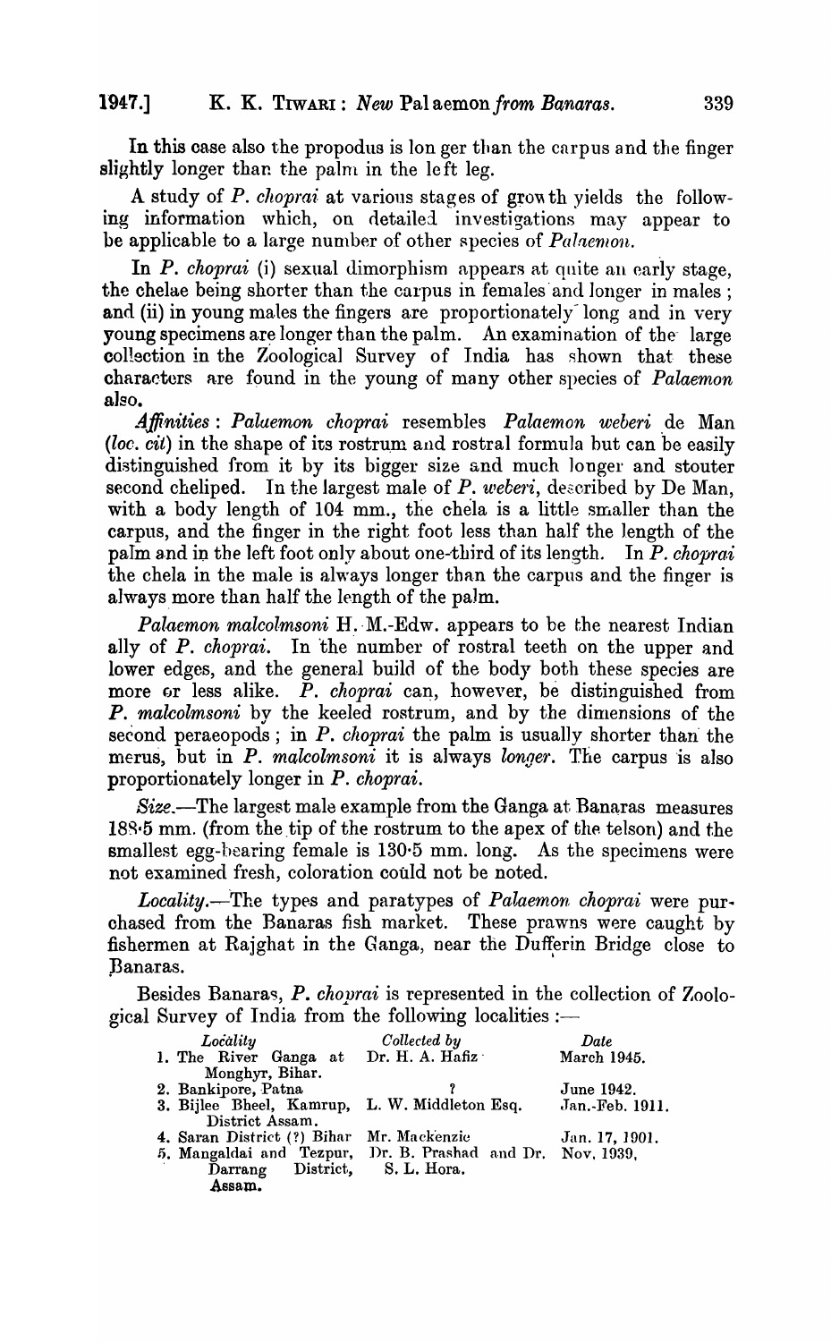In this case also the propodus is longer than the carpus and the finger slightly longer than the palm in the left leg.

A study of *P. choprai* at various stages of growth yields the following information which, on detailed investigations may appear to be applicable to a large number of other species of *Palaemon*.

In *P. choprai* (i) sexual dimorphism appears at quite an early stage, the chelae being shorter than the carpus in females and longer in males; and (ii) in young males the fingers are proportionately long and in very young specimens are longer than the palm. An examination of the large collection in the Zoological Survey of India has shown that these characters are found in the young of many other species of *Palaemon* also.

*Affinities*: *Palaemon choprai* resembles *Palaemon weberi* de Man (*loc. cit*) in the shape of its rostrum and rostral formula but can be easily distinguished from it by its bigger size and much longer and stouter second cheliped. In the largest male of *P. weberi*, described by De Man, with a body length of 104 mm., the chela is a little smaller than the carpus, and the finger in the right foot less than half the length of the palm and in the left foot only about one-third of its length. In *P. choprai* the chela in the male is always longer than the carpus and the finger is always more than half the length of the palm.

*Palaemon malcolmsoni* H. M.-Edw. appears to be the nearest Indian ally of *P. choprai*. In the number of rostral teeth on the upper and lower edges, and the general build of the body both these species are more or less alike. *P. choprai* can, however, be distinguished from *P. malcolmsoni* by the keeled rostrum, and by the dimensions of the second peraeopods; in *P. choprai* the palm is usually shorter than the merus, but in *P. malcolmsoni* it is always *longer*. The carpus is also proportionately longer in *P. choprai*.

*Size*.—The largest male example from the Ganga at Banaras measures 188·5 mm. (from the tip of the rostrum to the apex of the telson) and the smallest egg-bearing female is 130·5 mm. long. As the specimens were not examined fresh, coloration could not be noted.

*Locality*.—The types and paratypes of *Palaemon choprai* were purchased from the Banaras fish market. These prawns were caught by fishermen at Rajghat in the Ganga, near the Dufferin Bridge close to Banaras.

Besides Banaras, *P. choprai* is represented in the collection of Zoological Survey of India from the following localities:—

| *Locality* | *Collected by* | *Date* |
|---|---|---|
| 1. The River Ganga at Monghyr, Bihar. | Dr. H. A. Hafiz | March 1945. |
| 2. Bankipore, Patna | ? | June 1942. |
| 3. Bijlee Bheel, Kamrup, District Assam. | L. W. Middleton Esq. | Jan.-Feb. 1911. |
| 4. Saran District (?) Bihar | Mr. Mackenzie | Jan. 17, 1901. |
| 5. Mangaldai and Tezpur, Darrang District, Assam. | Dr. B. Prashad and Dr. S. L. Hora. | Nov. 1939. |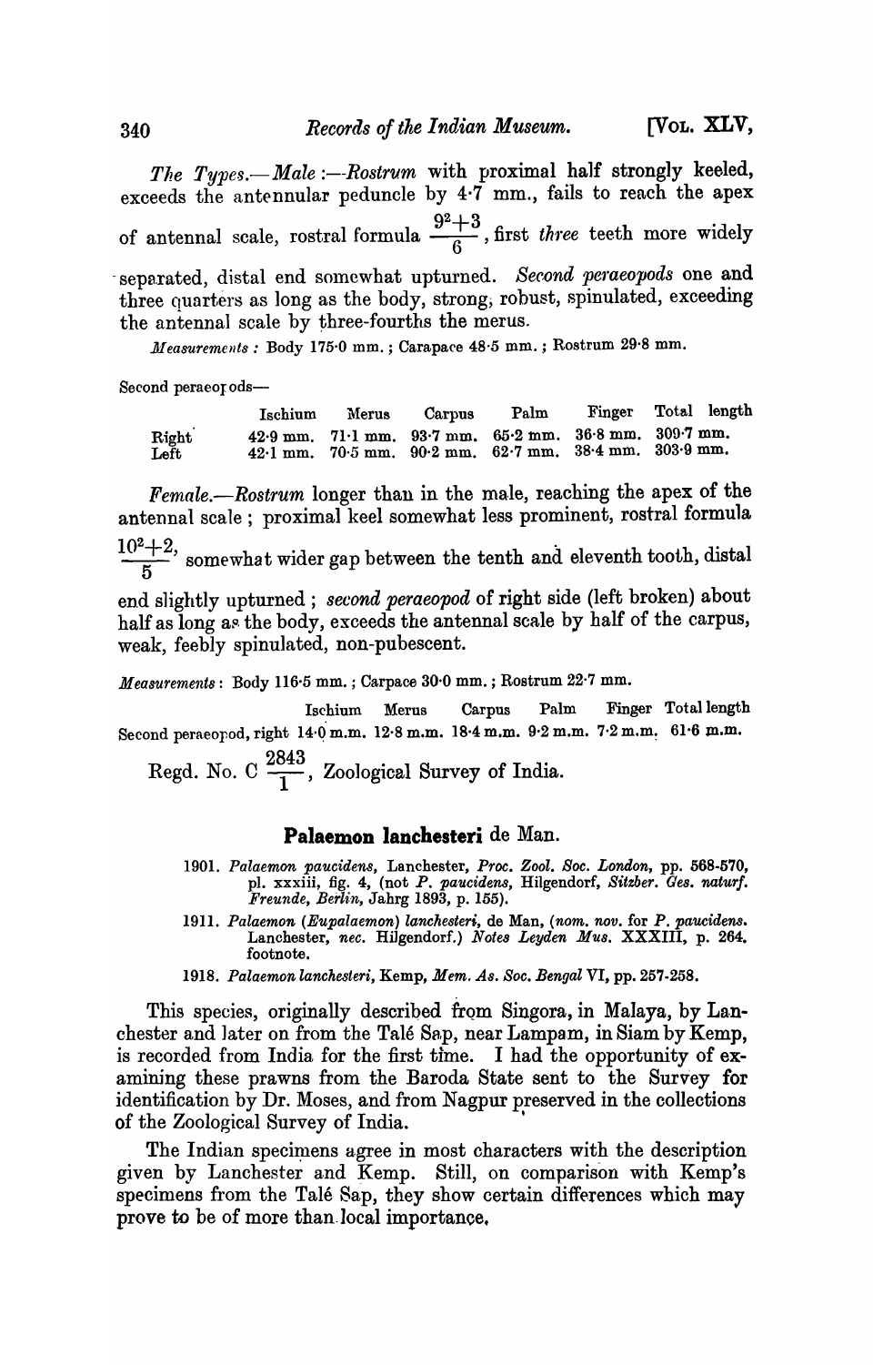*The Types.—Male* :—*Rostrum* with proximal half strongly keeled, exceeds the antennular peduncle by 4·7 mm., fails to reach the apex of antennal scale, rostral formula $\frac{9^2+3}{6}$, first *three* teeth more widely separated, distal end somewhat upturned. *Second peraeopods* one and three quarters as long as the body, strong, robust, spinulated, exceeding the antennal scale by three-fourths the merus.

*Measurements* : Body 175·0 mm.; Carapace 48·5 mm.; Rostrum 29·8 mm.

Second peraeopods—

| | Ischium | Merus | Carpus | Palm | Finger | Total length |
|---|---|---|---|---|---|---|
| Right | 42·9 mm. | 71·1 mm. | 93·7 mm. | 65·2 mm. | 36·8 mm. | 309·7 mm. |
| Left | 42·1 mm. | 70·5 mm. | 90·2 mm. | 62·7 mm. | 38·4 mm. | 303·9 mm. |

*Female.—Rostrum* longer than in the male, reaching the apex of the antennal scale; proximal keel somewhat less prominent, rostral formula $\frac{10^2+2}{5}$, somewhat wider gap between the tenth and eleventh tooth, distal end slightly upturned; *second peraeopod* of right side (left broken) about half as long as the body, exceeds the antennal scale by half of the carpus, weak, feebly spinulated, non-pubescent.

*Measurements* : Body 116·5 mm.; Carpace 30·0 mm.; Rostrum 22·7 mm.

| | Ischium | Merus | Carpus | Palm | Finger | Total length |
|---|---|---|---|---|---|---|
| Second peraeopod, right | 14·0 m.m. | 12·8 m.m. | 18·4 m.m. | 9·2 m.m. | 7·2 m.m. | 61·6 m.m. |

Regd. No. C $\frac{2843}{1}$, Zoological Survey of India.

## **Palaemon lanchesteri** de Man.

1901. *Palaemon paucidens*, Lanchester, *Proc. Zool. Soc. London*, pp. 568-570, pl. xxxiii, fig. 4, (not *P. paucidens*, Hilgendorf, *Sitzber. Ges. naturf. Freunde, Berlin*, Jahrg 1893, p. 155).

1911. *Palaemon (Eupalaemon) lanchesteri*, de Man, (*nom. nov.* for *P. paucidens*. Lanchester, *nec.* Hilgendorf.) *Notes Leyden Mus.* XXXIII, p. 264. footnote.

1918. *Palaemon lanchesteri*, Kemp, *Mem. As. Soc. Bengal* VI, pp. 257-258.

This species, originally described from Singora, in Malaya, by Lanchester and later on from the Talé Sap, near Lampam, in Siam by Kemp, is recorded from India for the first time. I had the opportunity of examining these prawns from the Baroda State sent to the Survey for identification by Dr. Moses, and from Nagpur preserved in the collections of the Zoological Survey of India.

The Indian specimens agree in most characters with the description given by Lanchester and Kemp. Still, on comparison with Kemp's specimens from the Talé Sap, they show certain differences which may prove to be of more than local importance.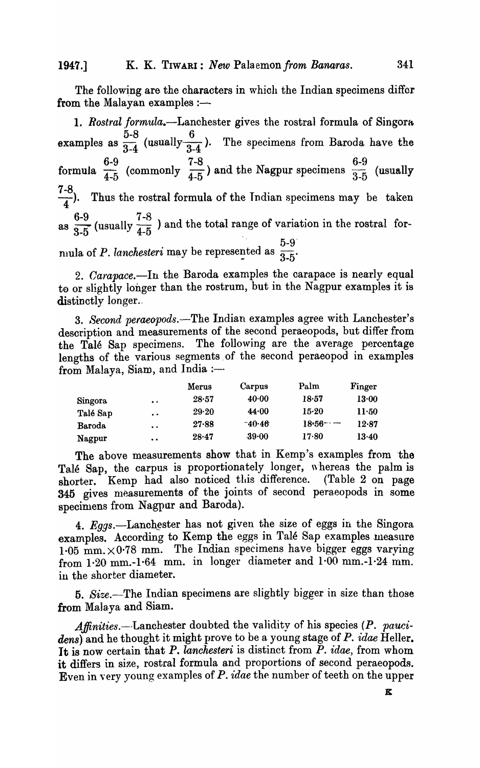The following are the characters in which the Indian specimens differ from the Malayan examples :—

1. *Rostral formula.*—Lanchester gives the rostral formula of Singora examples as $\frac{5\text{-}8}{3\text{-}4}$ (usually $\frac{6}{3\text{-}4}$). The specimens from Baroda have the formula $\frac{6\text{-}9}{4\text{-}5}$ (commonly $\frac{7\text{-}8}{4\text{-}5}$) and the Nagpur specimens $\frac{6\text{-}9}{3\text{-}5}$ (usually $\frac{7\text{-}8}{4}$). Thus the rostral formula of the Indian specimens may be taken as $\frac{6\text{-}9}{3\text{-}5}$ (usually $\frac{7\text{-}8}{4\text{-}5}$) and the total range of variation in the rostral formula of *P. lanchesteri* may be represented as $\frac{5\text{-}9}{3\text{-}5}$.

2. *Carapace.*—In the Baroda examples the carapace is nearly equal to or slightly longer than the rostrum, but in the Nagpur examples it is distinctly longer.

3. *Second peraeopods.*—The Indian examples agree with Lanchester's description and measurements of the second peraeopods, but differ from the Talé Sap specimens. The following are the average percentage lengths of the various segments of the second peraeopod in examples from Malaya, Siam, and India :—

| | Merus | Carpus | Palm | Finger |
|---|---|---|---|---|
| Singora .. | 28·57 | 40·00 | 18·57 | 13·00 |
| Talé Sap .. | 29·20 | 44·00 | 15·20 | 11·50 |
| Baroda .. | 27·88 | 40·46 | 18·56 | 12·87 |
| Nagpur .. | 28·47 | 39·00 | 17·80 | 13·40 |

The above measurements show that in Kemp's examples from the Talé Sap, the carpus is proportionately longer, whereas the palm is shorter. Kemp had also noticed this difference. (Table 2 on page 345 gives measurements of the joints of second peraeopods in some specimens from Nagpur and Baroda).

4. *Eggs.*—Lanchester has not given the size of eggs in the Singora examples. According to Kemp the eggs in Talé Sap examples measure 1·05 mm. × 0·78 mm. The Indian specimens have bigger eggs varying from 1·20 mm.-1·64 mm. in longer diameter and 1·00 mm.-1·24 mm. in the shorter diameter.

5. *Size.*—The Indian specimens are slightly bigger in size than those from Malaya and Siam.

*Affinities.*—Lanchester doubted the validity of his species (*P. paucidens*) and he thought it might prove to be a young stage of *P. idae* Heller. It is now certain that *P. lanchesteri* is distinct from *P. idae*, from whom it differs in size, rostral formula and proportions of second peraeopods. Even in very young examples of *P. idae* the number of teeth on the upper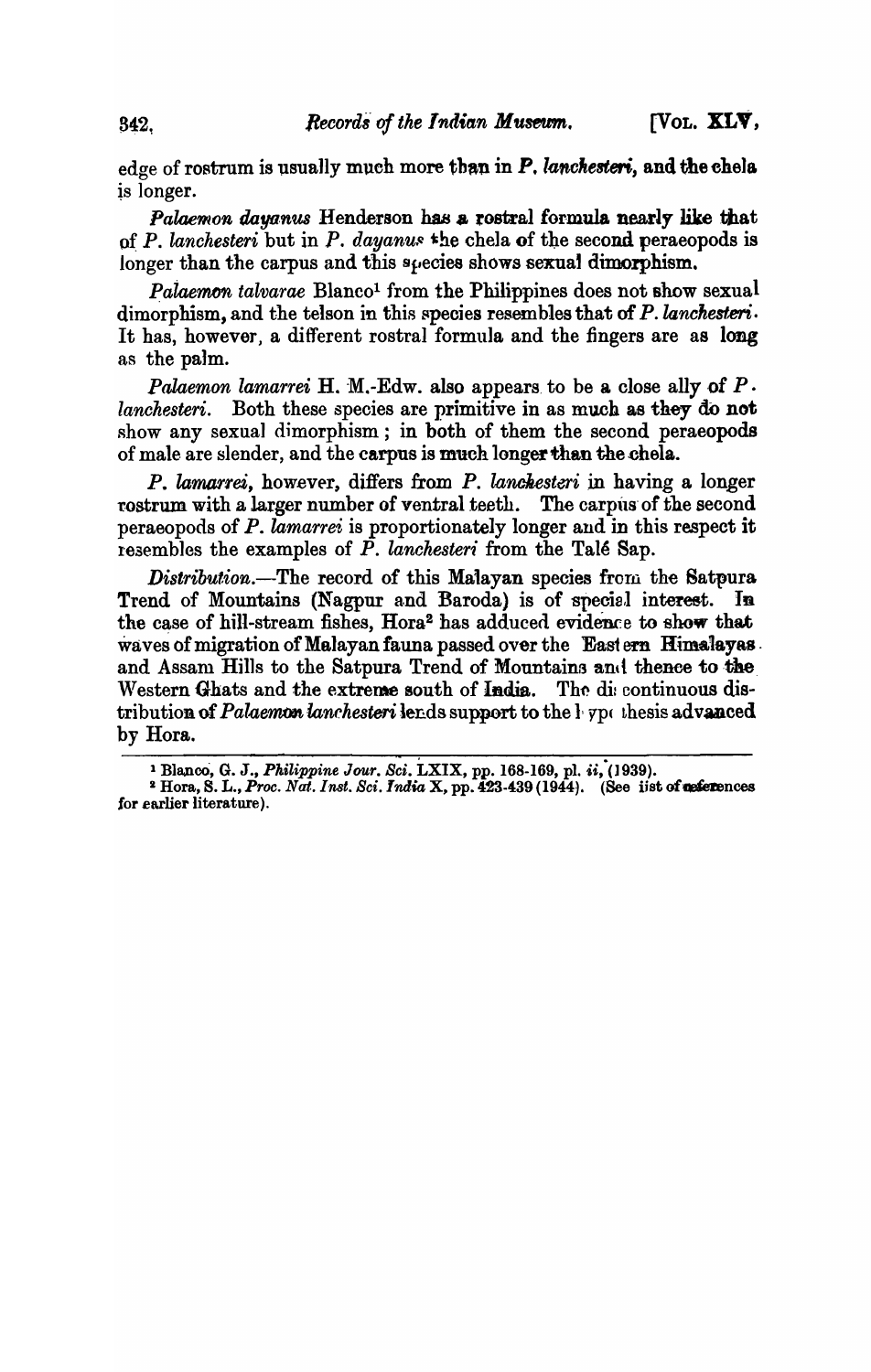edge of rostrum is usually much more than in *P. lanchesteri*, and the chela is longer.

*Palaemon dayanus* Henderson has a rostral formula nearly like that of *P. lanchesteri* but in *P. dayanus* the chela of the second peraeopods is longer than the carpus and this species shows sexual dimorphism.

*Palaemon talvarae* Blanco[1] from the Philippines does not show sexual dimorphism, and the telson in this species resembles that of *P. lanchesteri*. It has, however, a different rostral formula and the fingers are as long as the palm.

*Palaemon lamarrei* H. M.-Edw. also appears to be a close ally of *P. lanchesteri*. Both these species are primitive in as much as they do not show any sexual dimorphism; in both of them the second peraeopods of male are slender, and the carpus is much longer than the chela.

*P. lamarrei*, however, differs from *P. lanchesteri* in having a longer rostrum with a larger number of ventral teeth. The carpus of the second peraeopods of *P. lamarrei* is proportionately longer and in this respect it resembles the examples of *P. lanchesteri* from the Talé Sap.

*Distribution*.—The record of this Malayan species from the Satpura Trend of Mountains (Nagpur and Baroda) is of special interest. In the case of hill-stream fishes, Hora[2] has adduced evidence to show that waves of migration of Malayan fauna passed over the Eastern Himalayas and Assam Hills to the Satpura Trend of Mountains and thence to the Western Ghats and the extreme south of India. The discontinuous distribution of *Palaemon lanchesteri* lends support to the hypothesis advanced by Hora.

---

[1] Blanco, G. J., *Philippine Jour. Sci.* LXIX, pp. 168-169, pl. *ii*, (1939).

[2] Hora, S. L., *Proc. Nat. Inst. Sci. India* X, pp. 423-439 (1944). (See list of references for earlier literature).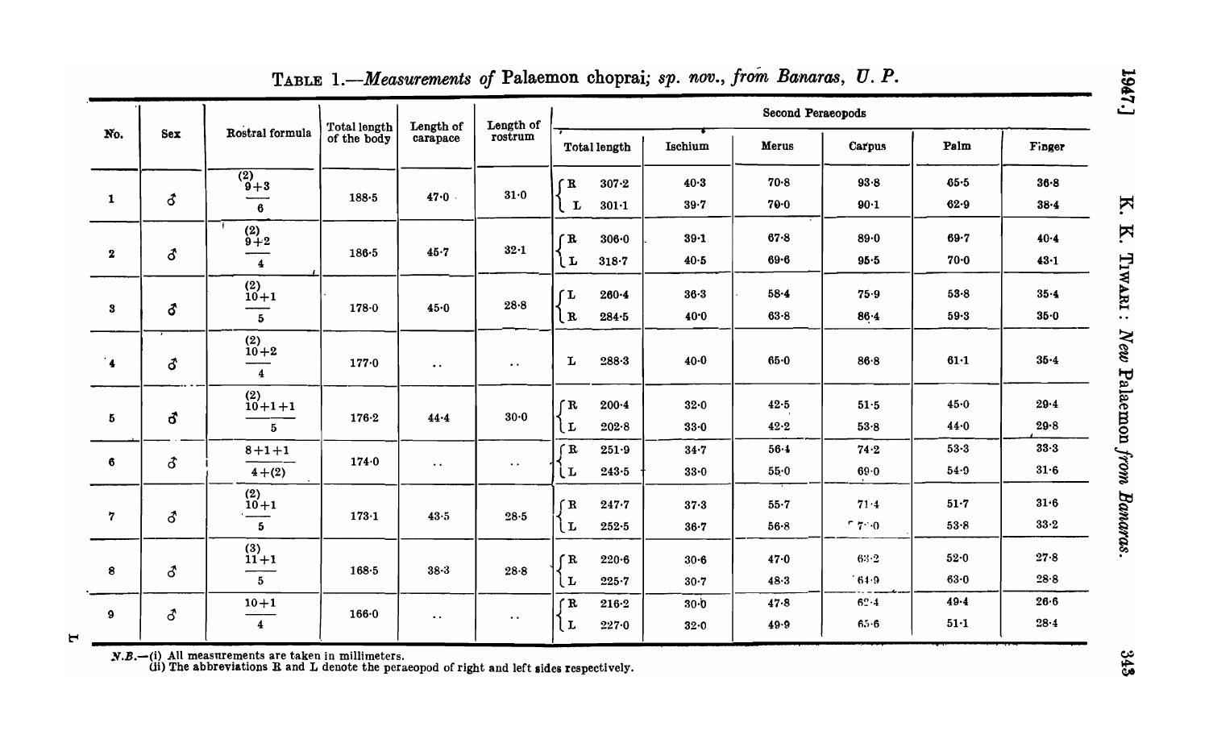TABLE 1.—*Measurements of* Palaemon choprai; *sp. nov., from Banaras, U. P.*

| No. | Sex | Rostral formula | Total length of the body | Length of carapace | Length of rostrum | Second Peraeopods | | | | | | |
|---|---|---|---|---|---|---|---|---|---|---|---|---|
| | | | | | | Total length | | Ischium | Merus | Carpus | Palm | Finger |
| 1 | ♂ | $\frac{(2)\ 9+3}{6}$ | 188·5 | 47·0 | 31·0 | R | 307·2 | 40·3 | 70·8 | 93·8 | 65·5 | 36·8 |
| | | | | | | L | 301·1 | 39·7 | 70·0 | 90·1 | 62·9 | 38·4 |
| 2 | ♂ | $\frac{(2)\ 9+2}{4}$ | 186·5 | 45·7 | 32·1 | R | 306·0 | 39·1 | 67·8 | 89·0 | 69·7 | 40·4 |
| | | | | | | L | 318·7 | 40·5 | 69·6 | 95·5 | 70·0 | 43·1 |
| 3 | ♂ | $\frac{(2)\ 10+1}{5}$ | 178·0 | 45·0 | 28·8 | L | 260·4 | 36·3 | 58·4 | 75·9 | 53·8 | 35·4 |
| | | | | | | R | 284·5 | 40·0 | 63·8 | 86·4 | 59·3 | 35·0 |
| 4 | ♂ | $\frac{(2)\ 10+2}{4}$ | 177·0 | .. | .. | L | 288·3 | 40·0 | 65·0 | 86·8 | 61·1 | 35·4 |
| 5 | ♂ | $\frac{(2)\ 10+1+1}{5}$ | 176·2 | 44·4 | 30·0 | R | 200·4 | 32·0 | 42·5 | 51·5 | 45·0 | 29·4 |
| | | | | | | L | 202·8 | 33·0 | 42·2 | 53·8 | 44·0 | 29·8 |
| 6 | ♂ | $\frac{8+1+1}{4+(2)}$ | 174·0 | .. | .. | R | 251·9 | 34·7 | 56·4 | 74·2 | 53·3 | 33·3 |
| | | | | | | L | 243·5 | 33·0 | 55·0 | 69·0 | 54·9 | 31·6 |
| 7 | ♂ | $\frac{(2)\ 10+1}{5}$ | 173·1 | 43·5 | 28·5 | R | 247·7 | 37·3 | 55·7 | 71·4 | 51·7 | 31·6 |
| | | | | | | L | 252·5 | 36·7 | 56·8 | 7·0 | 53·8 | 33·2 |
| 8 | ♂ | $\frac{(3)\ 11+1}{5}$ | 168·5 | 38·3 | 28·8 | R | 220·6 | 30·6 | 47·0 | 63·2 | 52·0 | 27·8 |
| | | | | | | L | 225·7 | 30·7 | 48·3 | 64·9 | 63·0 | 28·8 |
| 9 | ♂ | $\frac{10+1}{4}$ | 166·0 | .. | .. | R | 216·2 | 30·0 | 47·8 | 62·4 | 49·4 | 26·6 |
| | | | | | | L | 227·0 | 32·0 | 49·9 | 65·6 | 51·1 | 28·4 |

*N.B.*—(i) All measurements are taken in millimeters.
(ii) The abbreviations R and L denote the peraeopod of right and left sides respectively.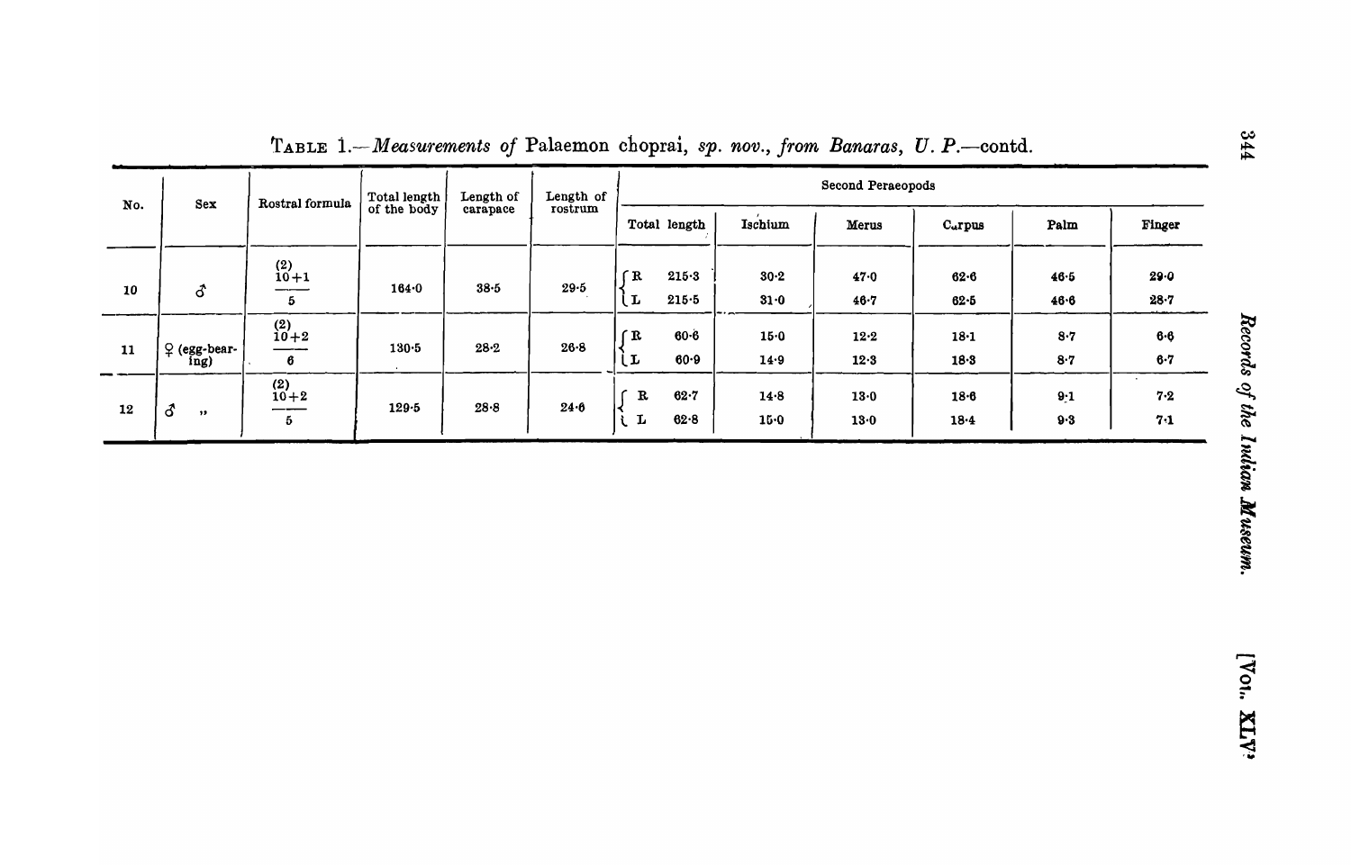TABLE 1.—*Measurements of* Palaemon choprai, *sp. nov., from Banaras, U. P.*—contd.

| No. | Sex | Rostral formula | Total length of the body | Length of carapace | Length of rostrum | Second Peraeopods | | | | | | |
|---|---|---|---|---|---|---|---|---|---|---|---|---|
| | | | | | | Total length | | Ischium | Merus | Carpus | Palm | Finger |
| 10 | ♂ | $\frac{(2)\ 10+1}{5}$ | 164·0 | 38·5 | 29·5 | R | 215·3 | 30·2 | 47·0 | 62·6 | 46·5 | 29·0 |
| | | | | | | L | 215·5 | 31·0 | 46·7 | 62·5 | 46·6 | 28·7 |
| 11 | ♀ (egg-bearing) | $\frac{(2)\ 10+2}{6}$ | 130·5 | 28·2 | 26·8 | R | 60·6 | 15·0 | 12·2 | 18·1 | 8·7 | 6·6 |
| | | | | | | L | 60·9 | 14·9 | 12·3 | 18·3 | 8·7 | 6·7 |
| 12 | ♂ ,, | $\frac{(2)\ 10+2}{5}$ | 129·5 | 28·8 | 24·6 | R | 62·7 | 14·8 | 13·0 | 18·6 | 9·1 | 7·2 |
| | | | | | | L | 62·8 | 15·0 | 13·0 | 18·4 | 9·3 | 7·1 |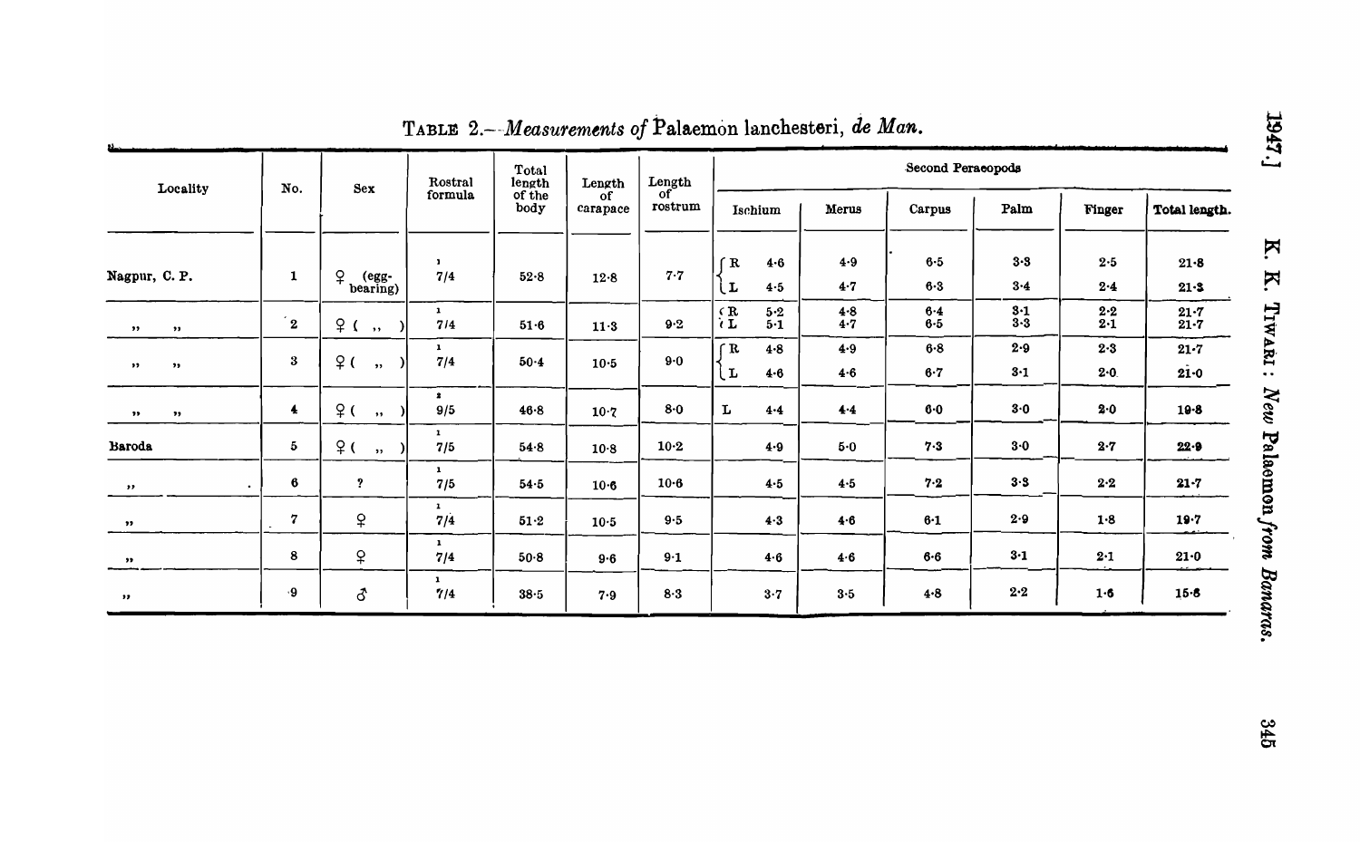TABLE 2.—*Measurements of* Palaemon lanchesteri, *de Man.*

| Locality | No. | Sex | Rostral formula | Total length of the body | Length of carapace | Length of rostrum | Second Peraeopods | | | | | |
|---|---|---|---|---|---|---|---|---|---|---|---|---|
| | | | | | | | Ischium | Merus | Carpus | Palm | Finger | Total length. |
| Nagpur, C. P. | 1 | ♀ (egg-bearing) | 1 7/4 | 52·8 | 12·8 | 7·7 | R 4·6 | 4·9 | 6·5 | 3·3 | 2·5 | 21·8 |
| | | | | | | | L 4·5 | 4·7 | 6·3 | 3·4 | 2·4 | 21·3 |
| ,, ,, | 2 | ♀ ( ,, ) | 1 7/4 | 51·6 | 11·3 | 9·2 | R 5·2 | 4·8 | 6·4 | 3·1 | 2·2 | 21·7 |
| | | | | | | | L 5·1 | 4·7 | 6·5 | 3·3 | 2·1 | 21·7 |
| ,, ,, | 3 | ♀ ( ,, ) | 1 7/4 | 50·4 | 10·5 | 9·0 | R 4·8 | 4·9 | 6·8 | 2·9 | 2·3 | 21·7 |
| | | | | | | | L 4·6 | 4·6 | 6·7 | 3·1 | 2·0 | 21·0 |
| ,, ,, | 4 | ♀ ( ,, ) | 2 9/5 | 46·8 | 10·7 | 8·0 | L 4·4 | 4·4 | 6·0 | 3·0 | 2·0 | 19·8 |
| Baroda | 5 | ♀ ( ,, ) | 1 7/5 | 54·8 | 10·8 | 10·2 | 4·9 | 5·0 | 7·3 | 3·0 | 2·7 | 22·9 |
| ,, | 6 | ? | 1 7/5 | 54·5 | 10·6 | 10·6 | 4·5 | 4·5 | 7·2 | 3·3 | 2·2 | 21·7 |
| ,, | 7 | ♀ | 1 7/4 | 51·2 | 10·5 | 9·5 | 4·3 | 4·6 | 6·1 | 2·9 | 1·8 | 19·7 |
| ,, | 8 | ♀ | 1 7/4 | 50·8 | 9·6 | 9·1 | 4·6 | 4·6 | 6·6 | 3·1 | 2·1 | 21·0 |
| ,, | 9 | ♂ | 1 7/4 | 38·5 | 7·9 | 8·3 | 3·7 | 3·5 | 4·8 | 2·2 | 1·6 | 15·8 |